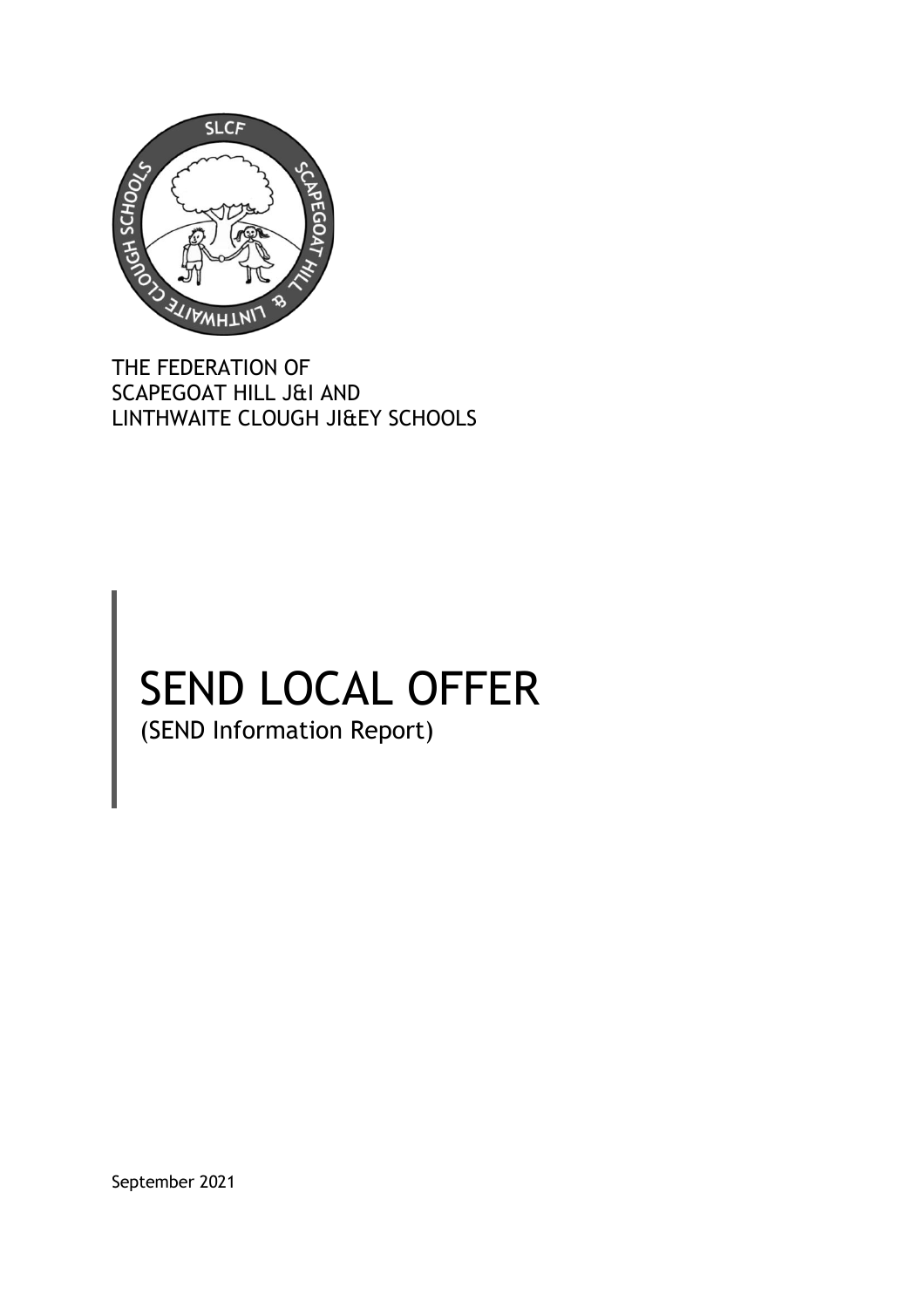THE FEDERATION OF
SCAPEGOAT HILL J&I AND
LINTHWAITE CLOUGH JI&EY SCHOOLS

# SEND LOCAL OFFER

(SEND Information Report)

September 2021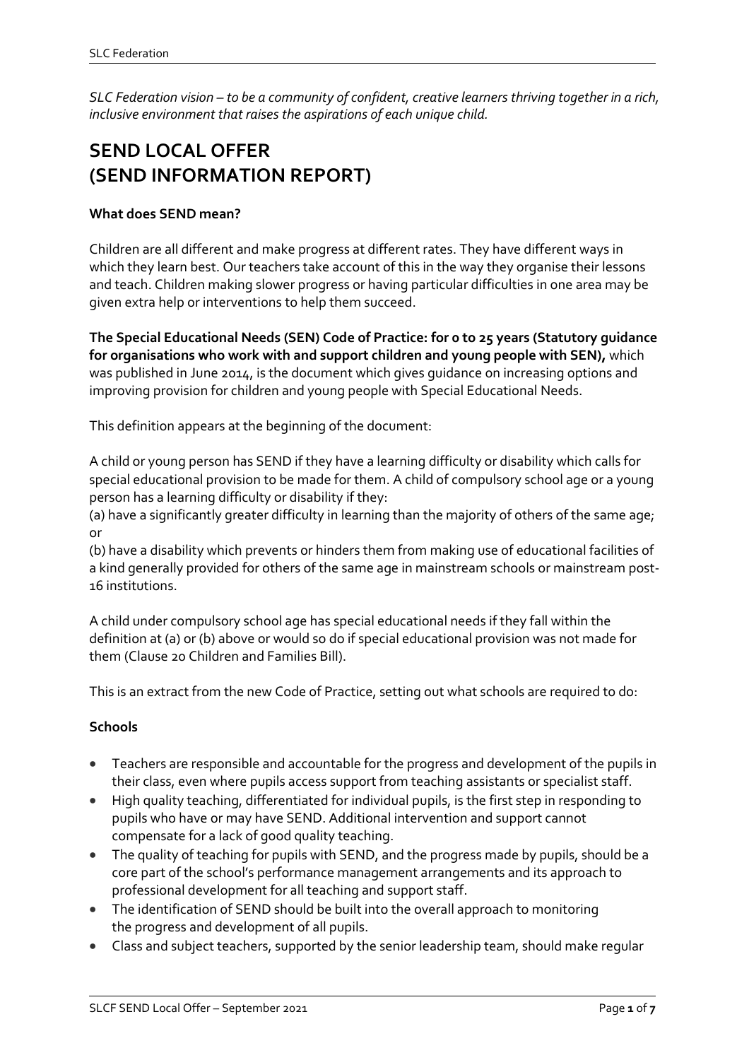*SLC Federation vision – to be a community of confident, creative learners thriving together in a rich, inclusive environment that raises the aspirations of each unique child.*

# SEND LOCAL OFFER (SEND INFORMATION REPORT)

**What does SEND mean?**

Children are all different and make progress at different rates. They have different ways in which they learn best. Our teachers take account of this in the way they organise their lessons and teach. Children making slower progress or having particular difficulties in one area may be given extra help or interventions to help them succeed.

**The Special Educational Needs (SEN) Code of Practice: for 0 to 25 years (Statutory guidance for organisations who work with and support children and young people with SEN),** which was published in June 2014, is the document which gives guidance on increasing options and improving provision for children and young people with Special Educational Needs.

This definition appears at the beginning of the document:

A child or young person has SEND if they have a learning difficulty or disability which calls for special educational provision to be made for them. A child of compulsory school age or a young person has a learning difficulty or disability if they:
(a) have a significantly greater difficulty in learning than the majority of others of the same age; or
(b) have a disability which prevents or hinders them from making use of educational facilities of a kind generally provided for others of the same age in mainstream schools or mainstream post-16 institutions.

A child under compulsory school age has special educational needs if they fall within the definition at (a) or (b) above or would so do if special educational provision was not made for them (Clause 20 Children and Families Bill).

This is an extract from the new Code of Practice, setting out what schools are required to do:

**Schools**

- Teachers are responsible and accountable for the progress and development of the pupils in their class, even where pupils access support from teaching assistants or specialist staff.
- High quality teaching, differentiated for individual pupils, is the first step in responding to pupils who have or may have SEND. Additional intervention and support cannot compensate for a lack of good quality teaching.
- The quality of teaching for pupils with SEND, and the progress made by pupils, should be a core part of the school's performance management arrangements and its approach to professional development for all teaching and support staff.
- The identification of SEND should be built into the overall approach to monitoring the progress and development of all pupils.
- Class and subject teachers, supported by the senior leadership team, should make regular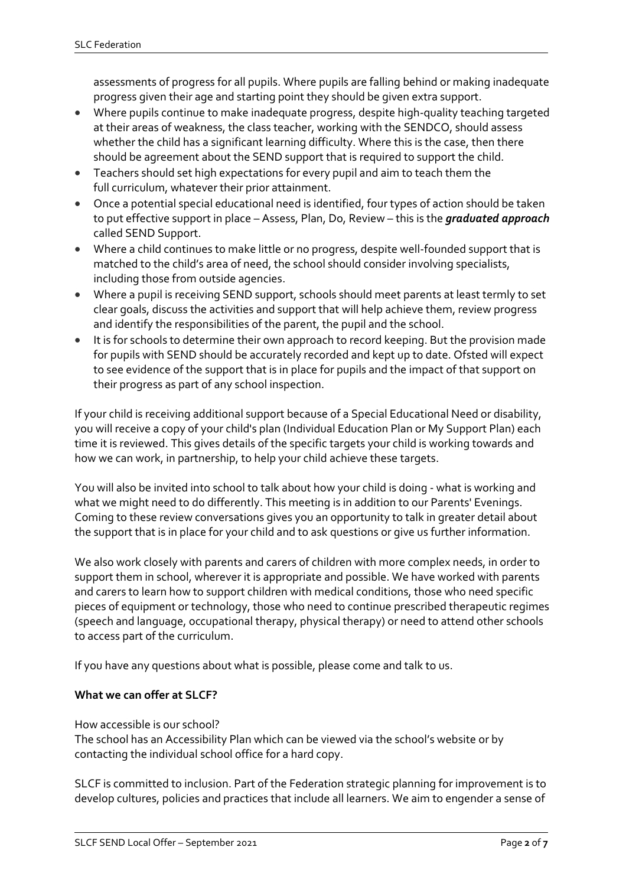assessments of progress for all pupils. Where pupils are falling behind or making inadequate progress given their age and starting point they should be given extra support.

- Where pupils continue to make inadequate progress, despite high-quality teaching targeted at their areas of weakness, the class teacher, working with the SENDCO, should assess whether the child has a significant learning difficulty. Where this is the case, then there should be agreement about the SEND support that is required to support the child.
- Teachers should set high expectations for every pupil and aim to teach them the full curriculum, whatever their prior attainment.
- Once a potential special educational need is identified, four types of action should be taken to put effective support in place – Assess, Plan, Do, Review – this is the ***graduated approach*** called SEND Support.
- Where a child continues to make little or no progress, despite well-founded support that is matched to the child's area of need, the school should consider involving specialists, including those from outside agencies.
- Where a pupil is receiving SEND support, schools should meet parents at least termly to set clear goals, discuss the activities and support that will help achieve them, review progress and identify the responsibilities of the parent, the pupil and the school.
- It is for schools to determine their own approach to record keeping. But the provision made for pupils with SEND should be accurately recorded and kept up to date. Ofsted will expect to see evidence of the support that is in place for pupils and the impact of that support on their progress as part of any school inspection.

If your child is receiving additional support because of a Special Educational Need or disability, you will receive a copy of your child's plan (Individual Education Plan or My Support Plan) each time it is reviewed. This gives details of the specific targets your child is working towards and how we can work, in partnership, to help your child achieve these targets.

You will also be invited into school to talk about how your child is doing - what is working and what we might need to do differently. This meeting is in addition to our Parents' Evenings. Coming to these review conversations gives you an opportunity to talk in greater detail about the support that is in place for your child and to ask questions or give us further information.

We also work closely with parents and carers of children with more complex needs, in order to support them in school, wherever it is appropriate and possible. We have worked with parents and carers to learn how to support children with medical conditions, those who need specific pieces of equipment or technology, those who need to continue prescribed therapeutic regimes (speech and language, occupational therapy, physical therapy) or need to attend other schools to access part of the curriculum.

If you have any questions about what is possible, please come and talk to us.

**What we can offer at SLCF?**

How accessible is our school?
The school has an Accessibility Plan which can be viewed via the school's website or by contacting the individual school office for a hard copy.

SLCF is committed to inclusion. Part of the Federation strategic planning for improvement is to develop cultures, policies and practices that include all learners. We aim to engender a sense of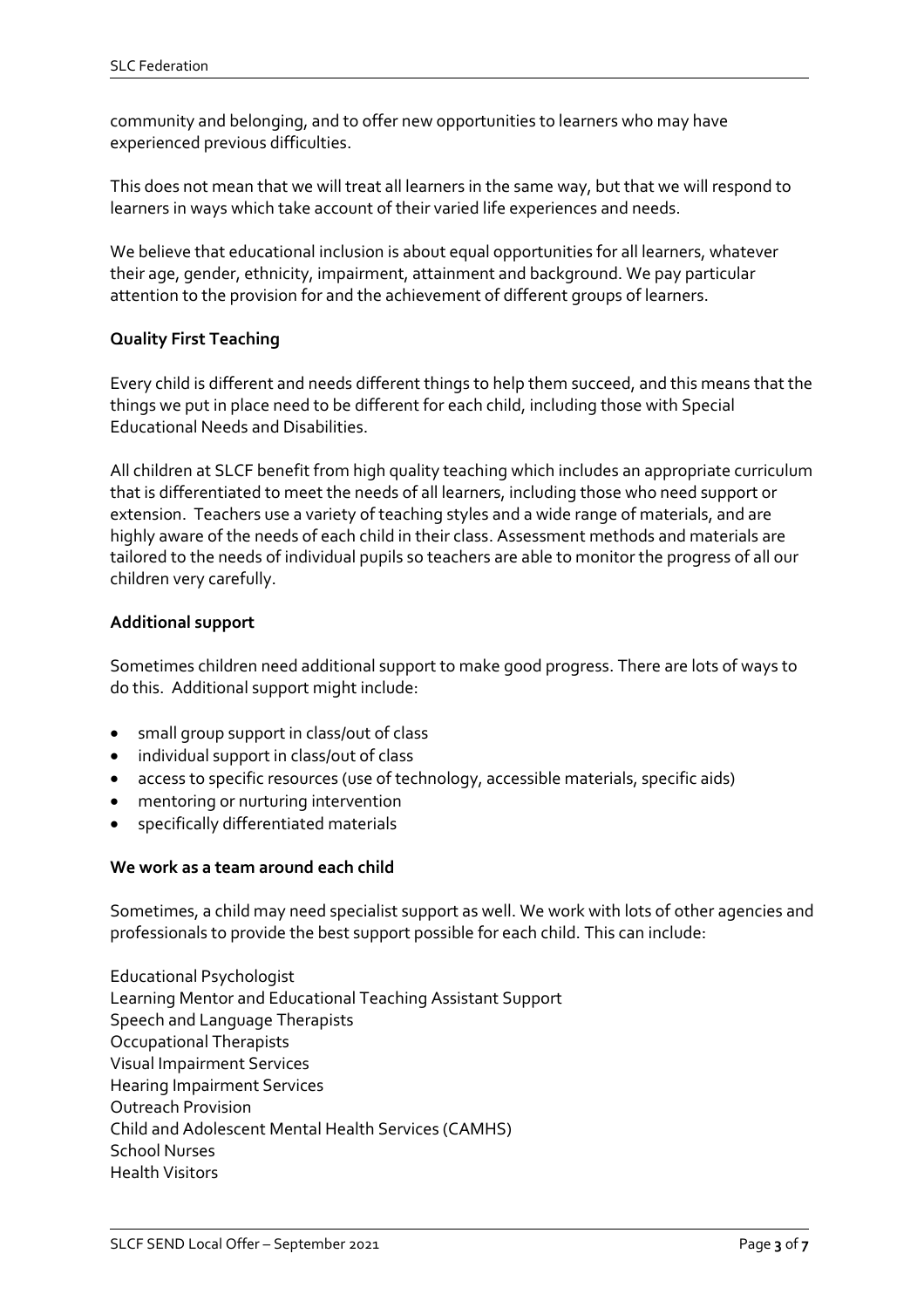community and belonging, and to offer new opportunities to learners who may have experienced previous difficulties.

This does not mean that we will treat all learners in the same way, but that we will respond to learners in ways which take account of their varied life experiences and needs.

We believe that educational inclusion is about equal opportunities for all learners, whatever their age, gender, ethnicity, impairment, attainment and background. We pay particular attention to the provision for and the achievement of different groups of learners.

**Quality First Teaching**

Every child is different and needs different things to help them succeed, and this means that the things we put in place need to be different for each child, including those with Special Educational Needs and Disabilities.

All children at SLCF benefit from high quality teaching which includes an appropriate curriculum that is differentiated to meet the needs of all learners, including those who need support or extension. Teachers use a variety of teaching styles and a wide range of materials, and are highly aware of the needs of each child in their class. Assessment methods and materials are tailored to the needs of individual pupils so teachers are able to monitor the progress of all our children very carefully.

**Additional support**

Sometimes children need additional support to make good progress. There are lots of ways to do this. Additional support might include:

- small group support in class/out of class
- individual support in class/out of class
- access to specific resources (use of technology, accessible materials, specific aids)
- mentoring or nurturing intervention
- specifically differentiated materials

**We work as a team around each child**

Sometimes, a child may need specialist support as well. We work with lots of other agencies and professionals to provide the best support possible for each child. This can include:

Educational Psychologist
Learning Mentor and Educational Teaching Assistant Support
Speech and Language Therapists
Occupational Therapists
Visual Impairment Services
Hearing Impairment Services
Outreach Provision
Child and Adolescent Mental Health Services (CAMHS)
School Nurses
Health Visitors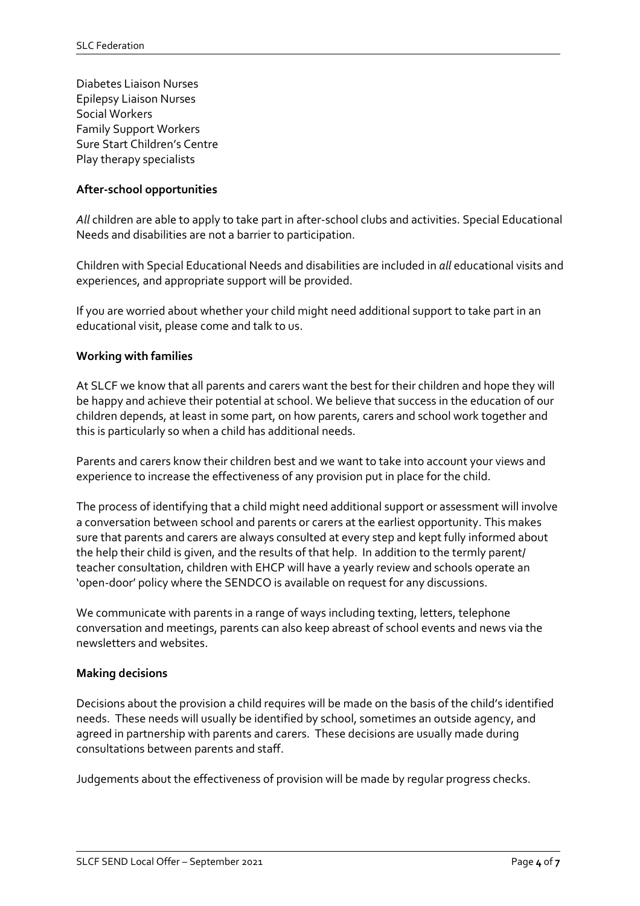Diabetes Liaison Nurses
Epilepsy Liaison Nurses
Social Workers
Family Support Workers
Sure Start Children's Centre
Play therapy specialists

**After-school opportunities**

*All* children are able to apply to take part in after-school clubs and activities. Special Educational Needs and disabilities are not a barrier to participation.

Children with Special Educational Needs and disabilities are included in *all* educational visits and experiences, and appropriate support will be provided.

If you are worried about whether your child might need additional support to take part in an educational visit, please come and talk to us.

**Working with families**

At SLCF we know that all parents and carers want the best for their children and hope they will be happy and achieve their potential at school. We believe that success in the education of our children depends, at least in some part, on how parents, carers and school work together and this is particularly so when a child has additional needs.

Parents and carers know their children best and we want to take into account your views and experience to increase the effectiveness of any provision put in place for the child.

The process of identifying that a child might need additional support or assessment will involve a conversation between school and parents or carers at the earliest opportunity. This makes sure that parents and carers are always consulted at every step and kept fully informed about the help their child is given, and the results of that help. In addition to the termly parent/ teacher consultation, children with EHCP will have a yearly review and schools operate an 'open-door' policy where the SENDCO is available on request for any discussions.

We communicate with parents in a range of ways including texting, letters, telephone conversation and meetings, parents can also keep abreast of school events and news via the newsletters and websites.

**Making decisions**

Decisions about the provision a child requires will be made on the basis of the child's identified needs. These needs will usually be identified by school, sometimes an outside agency, and agreed in partnership with parents and carers. These decisions are usually made during consultations between parents and staff.

Judgements about the effectiveness of provision will be made by regular progress checks.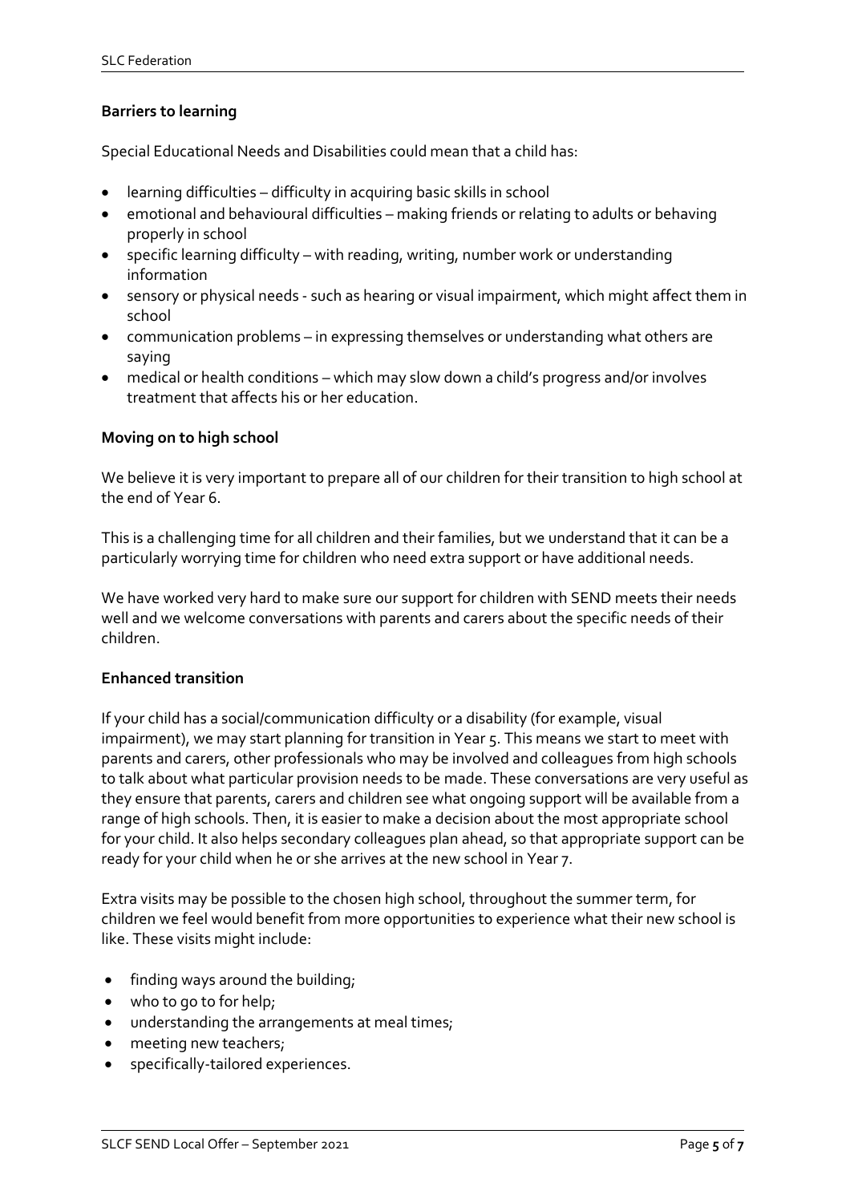**Barriers to learning**

Special Educational Needs and Disabilities could mean that a child has:

- learning difficulties – difficulty in acquiring basic skills in school
- emotional and behavioural difficulties – making friends or relating to adults or behaving properly in school
- specific learning difficulty – with reading, writing, number work or understanding information
- sensory or physical needs - such as hearing or visual impairment, which might affect them in school
- communication problems – in expressing themselves or understanding what others are saying
- medical or health conditions – which may slow down a child's progress and/or involves treatment that affects his or her education.

**Moving on to high school**

We believe it is very important to prepare all of our children for their transition to high school at the end of Year 6.

This is a challenging time for all children and their families, but we understand that it can be a particularly worrying time for children who need extra support or have additional needs.

We have worked very hard to make sure our support for children with SEND meets their needs well and we welcome conversations with parents and carers about the specific needs of their children.

**Enhanced transition**

If your child has a social/communication difficulty or a disability (for example, visual impairment), we may start planning for transition in Year 5. This means we start to meet with parents and carers, other professionals who may be involved and colleagues from high schools to talk about what particular provision needs to be made. These conversations are very useful as they ensure that parents, carers and children see what ongoing support will be available from a range of high schools. Then, it is easier to make a decision about the most appropriate school for your child. It also helps secondary colleagues plan ahead, so that appropriate support can be ready for your child when he or she arrives at the new school in Year 7.

Extra visits may be possible to the chosen high school, throughout the summer term, for children we feel would benefit from more opportunities to experience what their new school is like. These visits might include:

- finding ways around the building;
- who to go to for help;
- understanding the arrangements at meal times;
- meeting new teachers;
- specifically-tailored experiences.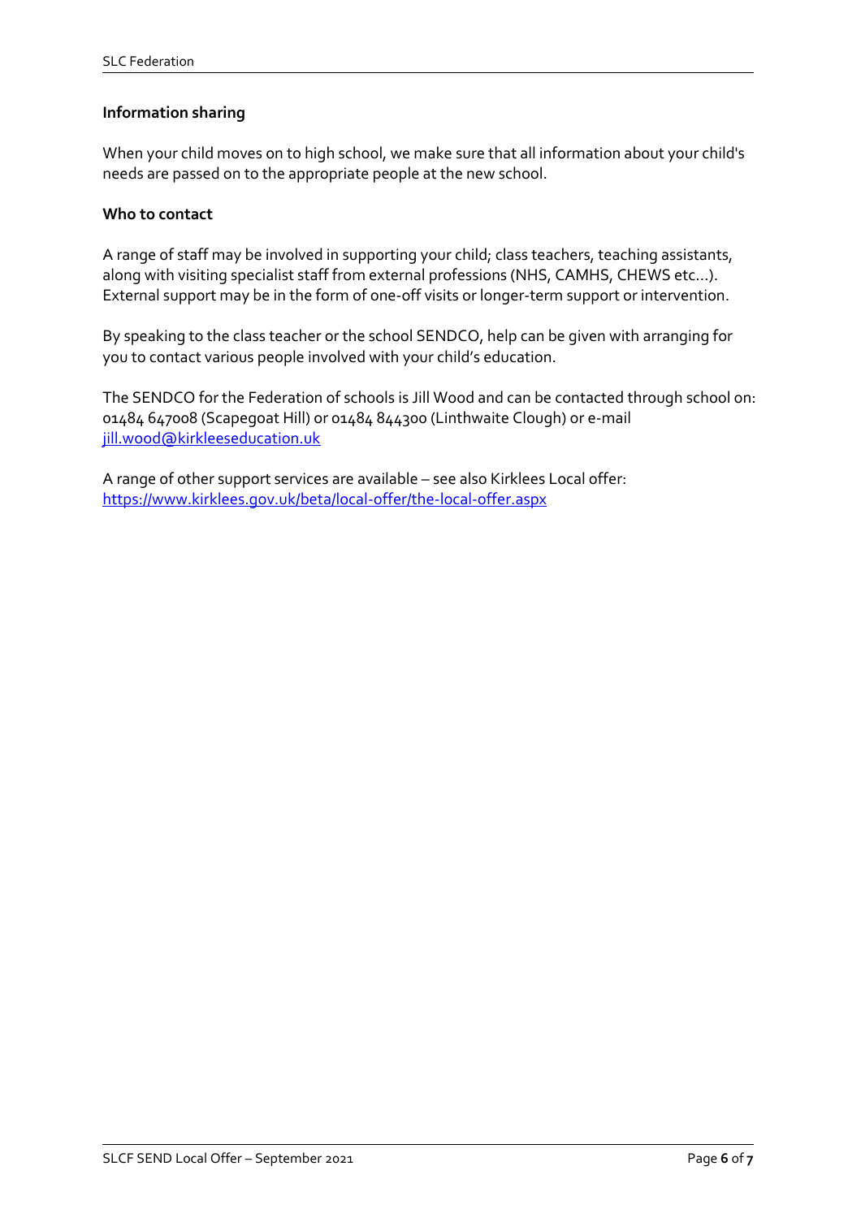**Information sharing**

When your child moves on to high school, we make sure that all information about your child's needs are passed on to the appropriate people at the new school.

**Who to contact**

A range of staff may be involved in supporting your child; class teachers, teaching assistants, along with visiting specialist staff from external professions (NHS, CAMHS, CHEWS etc…). External support may be in the form of one-off visits or longer-term support or intervention.

By speaking to the class teacher or the school SENDCO, help can be given with arranging for you to contact various people involved with your child's education.

The SENDCO for the Federation of schools is Jill Wood and can be contacted through school on: 01484 647008 (Scapegoat Hill) or 01484 844300 (Linthwaite Clough) or e-mail [jill.wood@kirkleeseducation.uk](mailto:jill.wood@kirkleeseducation.uk)

A range of other support services are available – see also Kirklees Local offer: [https://www.kirklees.gov.uk/beta/local-offer/the-local-offer.aspx](https://www.kirklees.gov.uk/beta/local-offer/the-local-offer.aspx)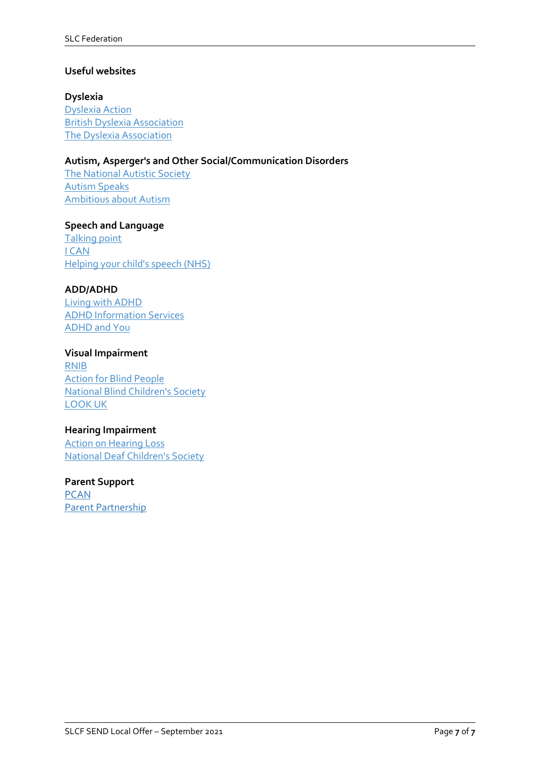## Useful websites

### Dyslexia

Dyslexia Action
British Dyslexia Association
The Dyslexia Association

### Autism, Asperger's and Other Social/Communication Disorders

The National Autistic Society
Autism Speaks
Ambitious about Autism

### Speech and Language

Talking point
I CAN
Helping your child's speech (NHS)

### ADD/ADHD

Living with ADHD
ADHD Information Services
ADHD and You

### Visual Impairment

RNIB
Action for Blind People
National Blind Children's Society
LOOK UK

### Hearing Impairment

Action on Hearing Loss
National Deaf Children's Society

### Parent Support

PCAN
Parent Partnership